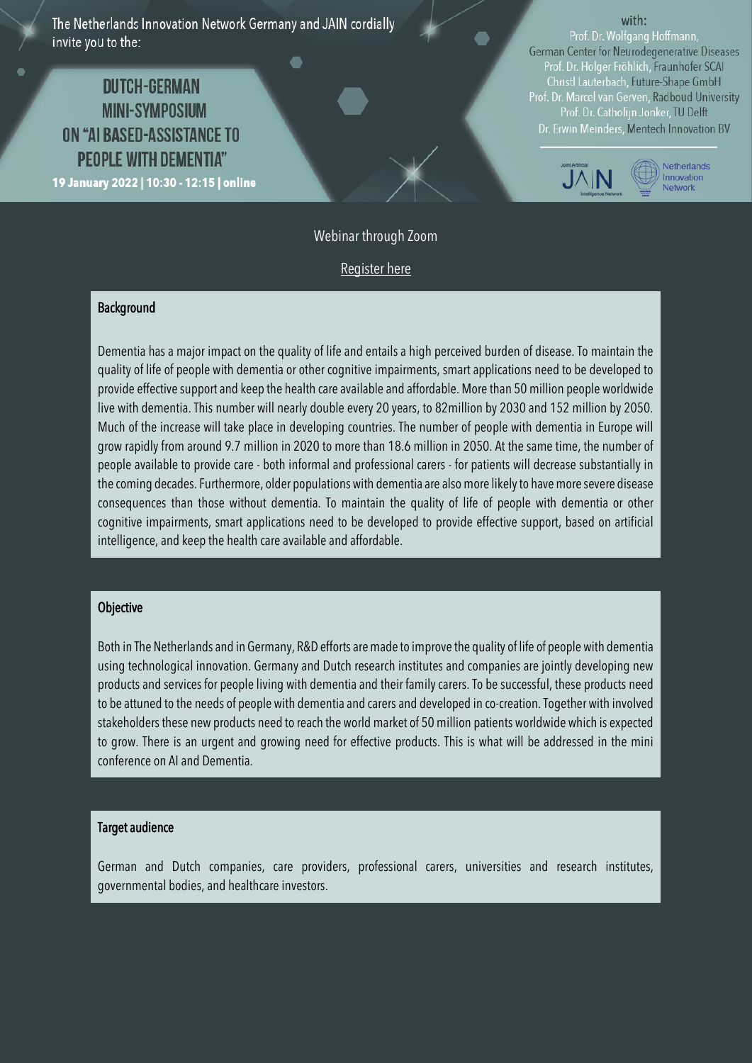The Netherlands Innovation Network Germany and JAIN cordially invite you to the:

# DUTCH-GERMAN MINI-SYMPOSIUM ON "AI BASED-ASSISTANCE TO PEOPLE WITH DEMENTIA"

**19 January 2022 | 10:30 - 12:15 | online**

with:

Prof. Dr. Wolfgang Hoffmann, German Center for Neurodegenerative Diseases
Prof. Dr. Holger Fröhlich, Fraunhofer SCAI
Christl Lauterbach, Future-Shape GmbH
Prof. Dr. Marcel van Gerven, Radboud University
Prof. Dr. Catholijn Jonker, TU Delft
Dr. Erwin Meinders, Mentech Innovation BV

Webinar through Zoom

Register here

## Background

Dementia has a major impact on the quality of life and entails a high perceived burden of disease. To maintain the quality of life of people with dementia or other cognitive impairments, smart applications need to be developed to provide effective support and keep the health care available and affordable. More than 50 million people worldwide live with dementia. This number will nearly double every 20 years, to 82million by 2030 and 152 million by 2050. Much of the increase will take place in developing countries. The number of people with dementia in Europe will grow rapidly from around 9.7 million in 2020 to more than 18.6 million in 2050. At the same time, the number of people available to provide care - both informal and professional carers - for patients will decrease substantially in the coming decades. Furthermore, older populations with dementia are also more likely to have more severe disease consequences than those without dementia. To maintain the quality of life of people with dementia or other cognitive impairments, smart applications need to be developed to provide effective support, based on artificial intelligence, and keep the health care available and affordable.

## Objective

Both in The Netherlands and in Germany, R&D efforts are made to improve the quality of life of people with dementia using technological innovation. Germany and Dutch research institutes and companies are jointly developing new products and services for people living with dementia and their family carers. To be successful, these products need to be attuned to the needs of people with dementia and carers and developed in co-creation. Together with involved stakeholders these new products need to reach the world market of 50 million patients worldwide which is expected to grow. There is an urgent and growing need for effective products. This is what will be addressed in the mini conference on AI and Dementia.

## Target audience

German and Dutch companies, care providers, professional carers, universities and research institutes, governmental bodies, and healthcare investors.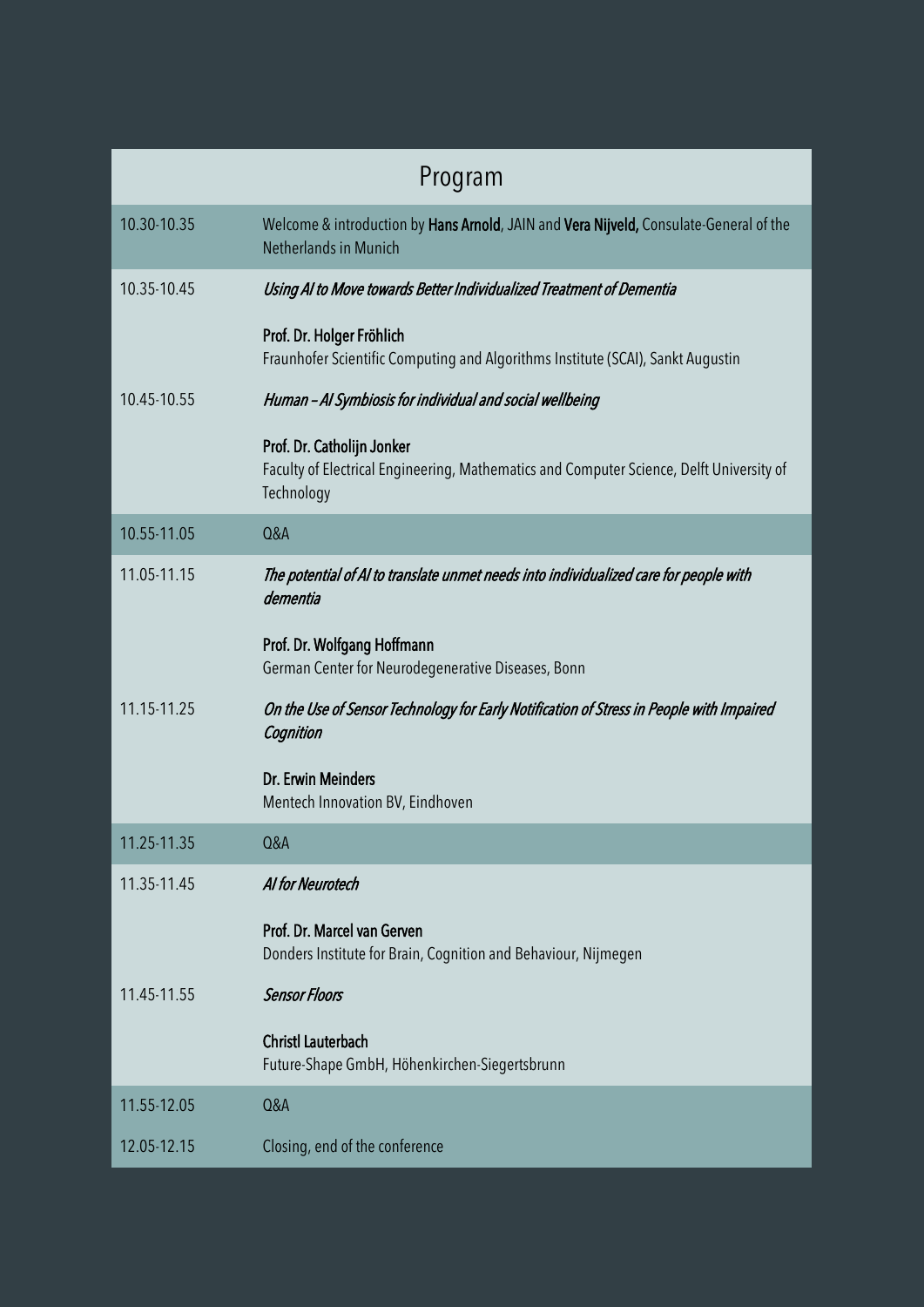# Program

| | |
|---|---|
| 10.30-10.35 | Welcome & introduction by **Hans Arnold**, JAIN and **Vera Nijveld,** Consulate-General of the Netherlands in Munich |
| 10.35-10.45 | *Using AI to Move towards Better Individualized Treatment of Dementia*<br><br>**Prof. Dr. Holger Fröhlich**<br>Fraunhofer Scientific Computing and Algorithms Institute (SCAI), Sankt Augustin |
| 10.45-10.55 | *Human – AI Symbiosis for individual and social wellbeing*<br><br>**Prof. Dr. Catholijn Jonker**<br>Faculty of Electrical Engineering, Mathematics and Computer Science, Delft University of Technology |
| 10.55-11.05 | Q&A |
| 11.05-11.15 | *The potential of AI to translate unmet needs into individualized care for people with dementia*<br><br>**Prof. Dr. Wolfgang Hoffmann**<br>German Center for Neurodegenerative Diseases, Bonn |
| 11.15-11.25 | *On the Use of Sensor Technology for Early Notification of Stress in People with Impaired Cognition*<br><br>**Dr. Erwin Meinders**<br>Mentech Innovation BV, Eindhoven |
| 11.25-11.35 | Q&A |
| 11.35-11.45 | *AI for Neurotech*<br><br>**Prof. Dr. Marcel van Gerven**<br>Donders Institute for Brain, Cognition and Behaviour, Nijmegen |
| 11.45-11.55 | *Sensor Floors*<br><br>**Christl Lauterbach**<br>Future-Shape GmbH, Höhenkirchen-Siegertsbrunn |
| 11.55-12.05 | Q&A |
| 12.05-12.15 | Closing, end of the conference |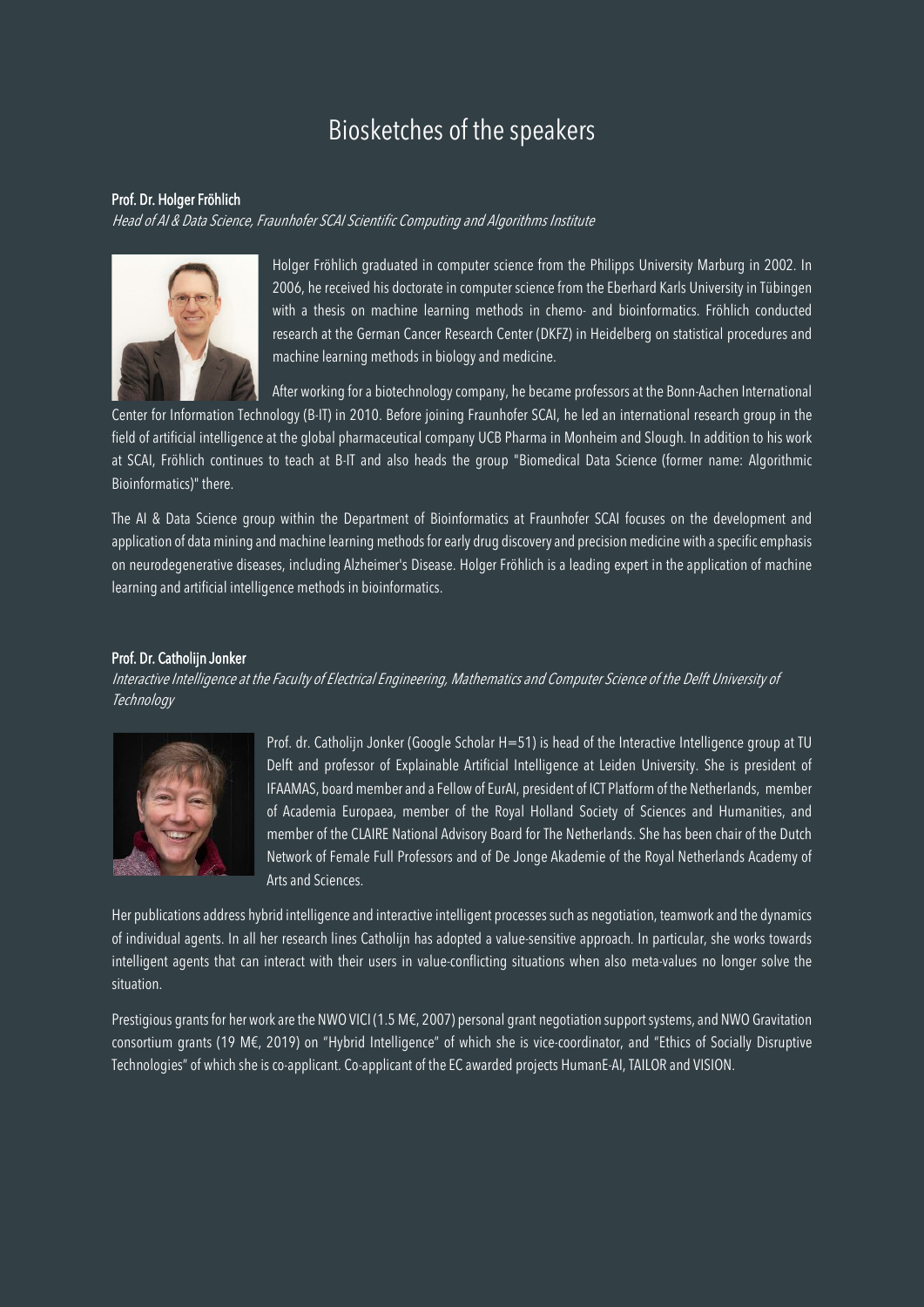# Biosketches of the speakers

**Prof. Dr. Holger Fröhlich**

*Head of AI & Data Science, Fraunhofer SCAI Scientific Computing and Algorithms Institute*

Holger Fröhlich graduated in computer science from the Philipps University Marburg in 2002. In 2006, he received his doctorate in computer science from the Eberhard Karls University in Tübingen with a thesis on machine learning methods in chemo- and bioinformatics. Fröhlich conducted research at the German Cancer Research Center (DKFZ) in Heidelberg on statistical procedures and machine learning methods in biology and medicine.

After working for a biotechnology company, he became professors at the Bonn-Aachen International Center for Information Technology (B-IT) in 2010. Before joining Fraunhofer SCAI, he led an international research group in the field of artificial intelligence at the global pharmaceutical company UCB Pharma in Monheim and Slough. In addition to his work at SCAI, Fröhlich continues to teach at B-IT and also heads the group "Biomedical Data Science (former name: Algorithmic Bioinformatics)" there.

The AI & Data Science group within the Department of Bioinformatics at Fraunhofer SCAI focuses on the development and application of data mining and machine learning methods for early drug discovery and precision medicine with a specific emphasis on neurodegenerative diseases, including Alzheimer's Disease. Holger Fröhlich is a leading expert in the application of machine learning and artificial intelligence methods in bioinformatics.

**Prof. Dr. Catholijn Jonker**

*Interactive Intelligence at the Faculty of Electrical Engineering, Mathematics and Computer Science of the Delft University of Technology*

Prof. dr. Catholijn Jonker (Google Scholar H=51) is head of the Interactive Intelligence group at TU Delft and professor of Explainable Artificial Intelligence at Leiden University. She is president of IFAAMAS, board member and a Fellow of EurAI, president of ICT Platform of the Netherlands, member of Academia Europaea, member of the Royal Holland Society of Sciences and Humanities, and member of the CLAIRE National Advisory Board for The Netherlands. She has been chair of the Dutch Network of Female Full Professors and of De Jonge Akademie of the Royal Netherlands Academy of Arts and Sciences.

Her publications address hybrid intelligence and interactive intelligent processes such as negotiation, teamwork and the dynamics of individual agents. In all her research lines Catholijn has adopted a value-sensitive approach. In particular, she works towards intelligent agents that can interact with their users in value-conflicting situations when also meta-values no longer solve the situation.

Prestigious grants for her work are the NWO VICI (1.5 M€, 2007) personal grant negotiation support systems, and NWO Gravitation consortium grants (19 M€, 2019) on "Hybrid Intelligence" of which she is vice-coordinator, and "Ethics of Socially Disruptive Technologies" of which she is co-applicant. Co-applicant of the EC awarded projects HumanE-AI, TAILOR and VISION.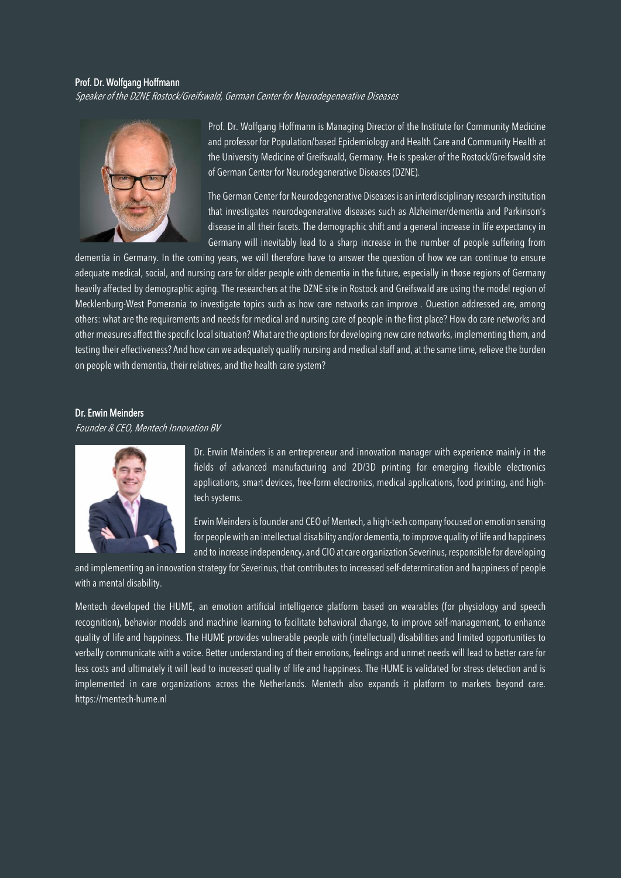### Prof. Dr. Wolfgang Hoffmann

*Speaker of the DZNE Rostock/Greifswald, German Center for Neurodegenerative Diseases*

Prof. Dr. Wolfgang Hoffmann is Managing Director of the Institute for Community Medicine and professor for Population/based Epidemiology and Health Care and Community Health at the University Medicine of Greifswald, Germany. He is speaker of the Rostock/Greifswald site of German Center for Neurodegenerative Diseases (DZNE).

The German Center for Neurodegenerative Diseases is an interdisciplinary research institution that investigates neurodegenerative diseases such as Alzheimer/dementia and Parkinson's disease in all their facets. The demographic shift and a general increase in life expectancy in Germany will inevitably lead to a sharp increase in the number of people suffering from dementia in Germany. In the coming years, we will therefore have to answer the question of how we can continue to ensure adequate medical, social, and nursing care for older people with dementia in the future, especially in those regions of Germany heavily affected by demographic aging. The researchers at the DZNE site in Rostock and Greifswald are using the model region of Mecklenburg-West Pomerania to investigate topics such as how care networks can improve . Question addressed are, among others: what are the requirements and needs for medical and nursing care of people in the first place? How do care networks and other measures affect the specific local situation? What are the options for developing new care networks, implementing them, and testing their effectiveness? And how can we adequately qualify nursing and medical staff and, at the same time, relieve the burden on people with dementia, their relatives, and the health care system?

### Dr. Erwin Meinders

*Founder & CEO, Mentech Innovation BV*

Dr. Erwin Meinders is an entrepreneur and innovation manager with experience mainly in the fields of advanced manufacturing and 2D/3D printing for emerging flexible electronics applications, smart devices, free-form electronics, medical applications, food printing, and high-tech systems.

Erwin Meinders is founder and CEO of Mentech, a high-tech company focused on emotion sensing for people with an intellectual disability and/or dementia, to improve quality of life and happiness and to increase independency, and CIO at care organization Severinus, responsible for developing and implementing an innovation strategy for Severinus, that contributes to increased self-determination and happiness of people with a mental disability.

Mentech developed the HUME, an emotion artificial intelligence platform based on wearables (for physiology and speech recognition), behavior models and machine learning to facilitate behavioral change, to improve self-management, to enhance quality of life and happiness. The HUME provides vulnerable people with (intellectual) disabilities and limited opportunities to verbally communicate with a voice. Better understanding of their emotions, feelings and unmet needs will lead to better care for less costs and ultimately it will lead to increased quality of life and happiness. The HUME is validated for stress detection and is implemented in care organizations across the Netherlands. Mentech also expands it platform to markets beyond care. https://mentech-hume.nl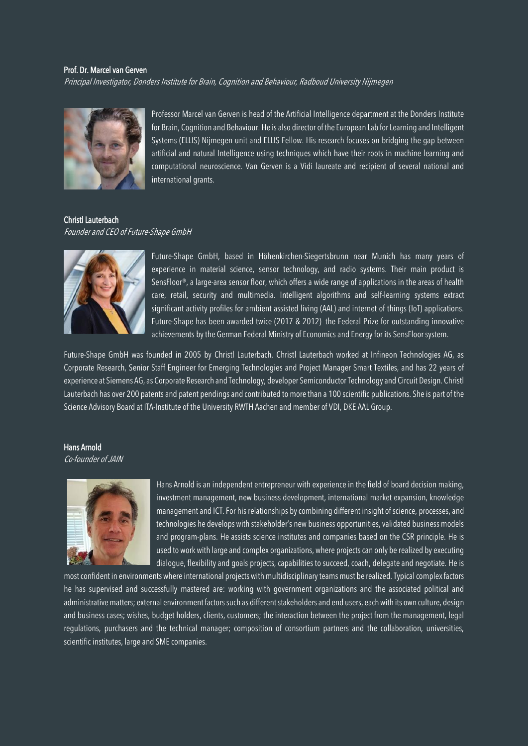**Prof. Dr. Marcel van Gerven**
*Principal Investigator, Donders Institute for Brain, Cognition and Behaviour, Radboud University Nijmegen*

Professor Marcel van Gerven is head of the Artificial Intelligence department at the Donders Institute for Brain, Cognition and Behaviour. He is also director of the European Lab for Learning and Intelligent Systems (ELLIS) Nijmegen unit and ELLIS Fellow. His research focuses on bridging the gap between artificial and natural Intelligence using techniques which have their roots in machine learning and computational neuroscience. Van Gerven is a Vidi laureate and recipient of several national and international grants.

**Christl Lauterbach**
*Founder and CEO of Future-Shape GmbH*

Future-Shape GmbH, based in Höhenkirchen-Siegertsbrunn near Munich has many years of experience in material science, sensor technology, and radio systems. Their main product is SensFloor®, a large-area sensor floor, which offers a wide range of applications in the areas of health care, retail, security and multimedia. Intelligent algorithms and self-learning systems extract significant activity profiles for ambient assisted living (AAL) and internet of things (IoT) applications. Future-Shape has been awarded twice (2017 & 2012) the Federal Prize for outstanding innovative achievements by the German Federal Ministry of Economics and Energy for its SensFloor system.

Future-Shape GmbH was founded in 2005 by Christl Lauterbach. Christl Lauterbach worked at Infineon Technologies AG, as Corporate Research, Senior Staff Engineer for Emerging Technologies and Project Manager Smart Textiles, and has 22 years of experience at Siemens AG, as Corporate Research and Technology, developer Semiconductor Technology and Circuit Design. Christl Lauterbach has over 200 patents and patent pendings and contributed to more than a 100 scientific publications. She is part of the Science Advisory Board at ITA-Institute of the University RWTH Aachen and member of VDI, DKE AAL Group.

**Hans Arnold**
*Co-founder of JAIN*

Hans Arnold is an independent entrepreneur with experience in the field of board decision making, investment management, new business development, international market expansion, knowledge management and ICT. For his relationships by combining different insight of science, processes, and technologies he develops with stakeholder's new business opportunities, validated business models and program-plans. He assists science institutes and companies based on the CSR principle. He is used to work with large and complex organizations, where projects can only be realized by executing dialogue, flexibility and goals projects, capabilities to succeed, coach, delegate and negotiate. He is most confident in environments where international projects with multidisciplinary teams must be realized. Typical complex factors he has supervised and successfully mastered are: working with government organizations and the associated political and administrative matters; external environment factors such as different stakeholders and end users, each with its own culture, design and business cases; wishes, budget holders, clients, customers; the interaction between the project from the management, legal regulations, purchasers and the technical manager; composition of consortium partners and the collaboration, universities, scientific institutes, large and SME companies.